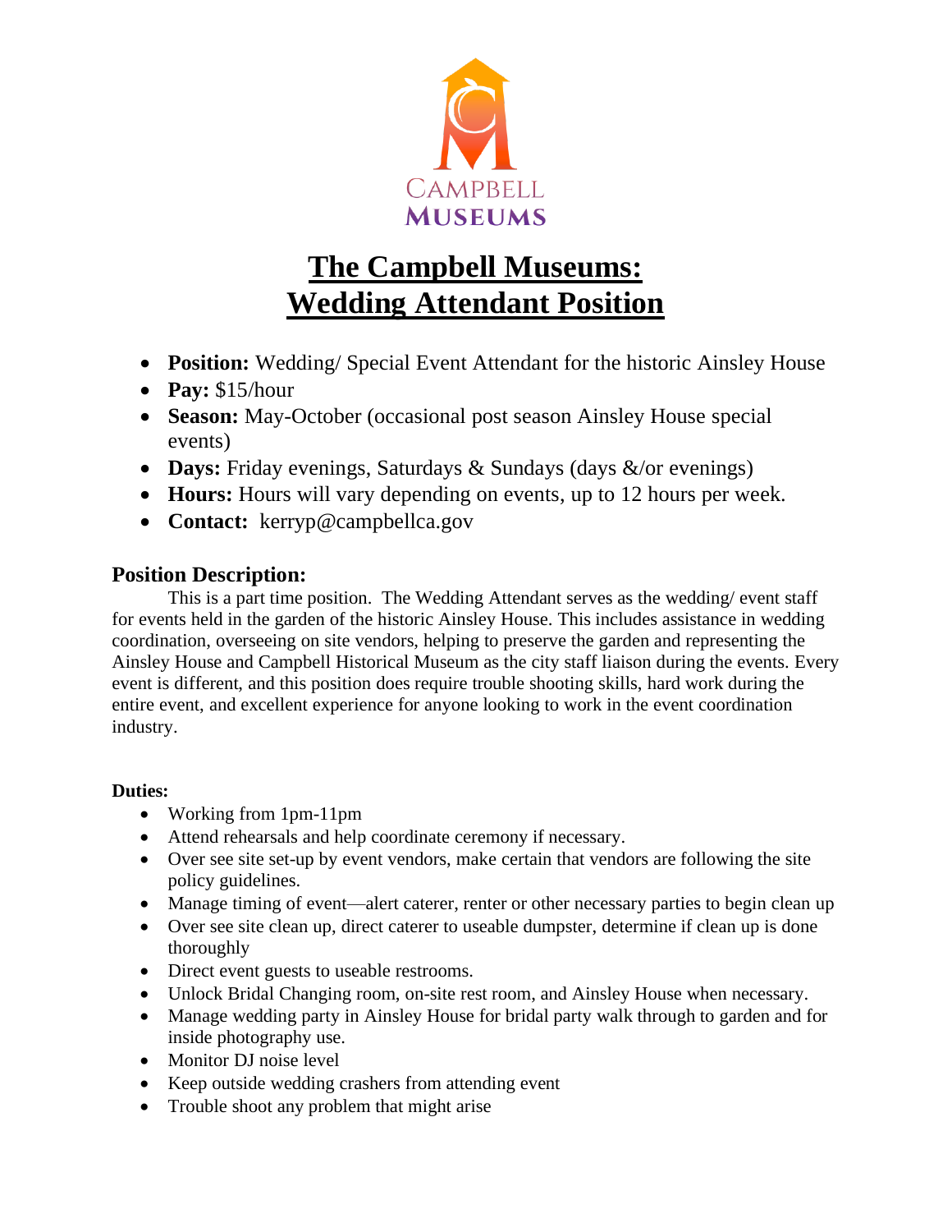CAMPBELL
MUSEUMS

# The Campbell Museums: Wedding Attendant Position

- **Position:** Wedding/ Special Event Attendant for the historic Ainsley House
- **Pay:** $15/hour
- **Season:** May-October (occasional post season Ainsley House special events)
- **Days:** Friday evenings, Saturdays & Sundays (days &/or evenings)
- **Hours:** Hours will vary depending on events, up to 12 hours per week.
- **Contact:** kerryp@campbellca.gov

## Position Description:

This is a part time position. The Wedding Attendant serves as the wedding/ event staff for events held in the garden of the historic Ainsley House. This includes assistance in wedding coordination, overseeing on site vendors, helping to preserve the garden and representing the Ainsley House and Campbell Historical Museum as the city staff liaison during the events. Every event is different, and this position does require trouble shooting skills, hard work during the entire event, and excellent experience for anyone looking to work in the event coordination industry.

**Duties:**

- Working from 1pm-11pm
- Attend rehearsals and help coordinate ceremony if necessary.
- Over see site set-up by event vendors, make certain that vendors are following the site policy guidelines.
- Manage timing of event—alert caterer, renter or other necessary parties to begin clean up
- Over see site clean up, direct caterer to useable dumpster, determine if clean up is done thoroughly
- Direct event guests to useable restrooms.
- Unlock Bridal Changing room, on-site rest room, and Ainsley House when necessary.
- Manage wedding party in Ainsley House for bridal party walk through to garden and for inside photography use.
- Monitor DJ noise level
- Keep outside wedding crashers from attending event
- Trouble shoot any problem that might arise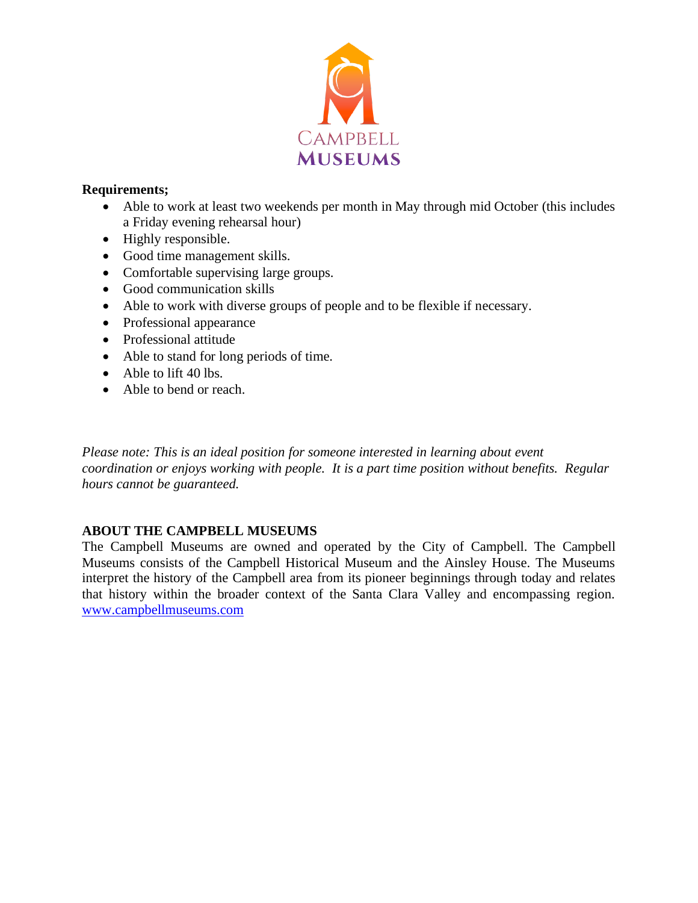CAMPBELL MUSEUMS

**Requirements;**

- Able to work at least two weekends per month in May through mid October (this includes a Friday evening rehearsal hour)
- Highly responsible.
- Good time management skills.
- Comfortable supervising large groups.
- Good communication skills
- Able to work with diverse groups of people and to be flexible if necessary.
- Professional appearance
- Professional attitude
- Able to stand for long periods of time.
- Able to lift 40 lbs.
- Able to bend or reach.

*Please note: This is an ideal position for someone interested in learning about event coordination or enjoys working with people. It is a part time position without benefits. Regular hours cannot be guaranteed.*

**ABOUT THE CAMPBELL MUSEUMS**

The Campbell Museums are owned and operated by the City of Campbell. The Campbell Museums consists of the Campbell Historical Museum and the Ainsley House. The Museums interpret the history of the Campbell area from its pioneer beginnings through today and relates that history within the broader context of the Santa Clara Valley and encompassing region. [www.campbellmuseums.com](http://www.campbellmuseums.com)